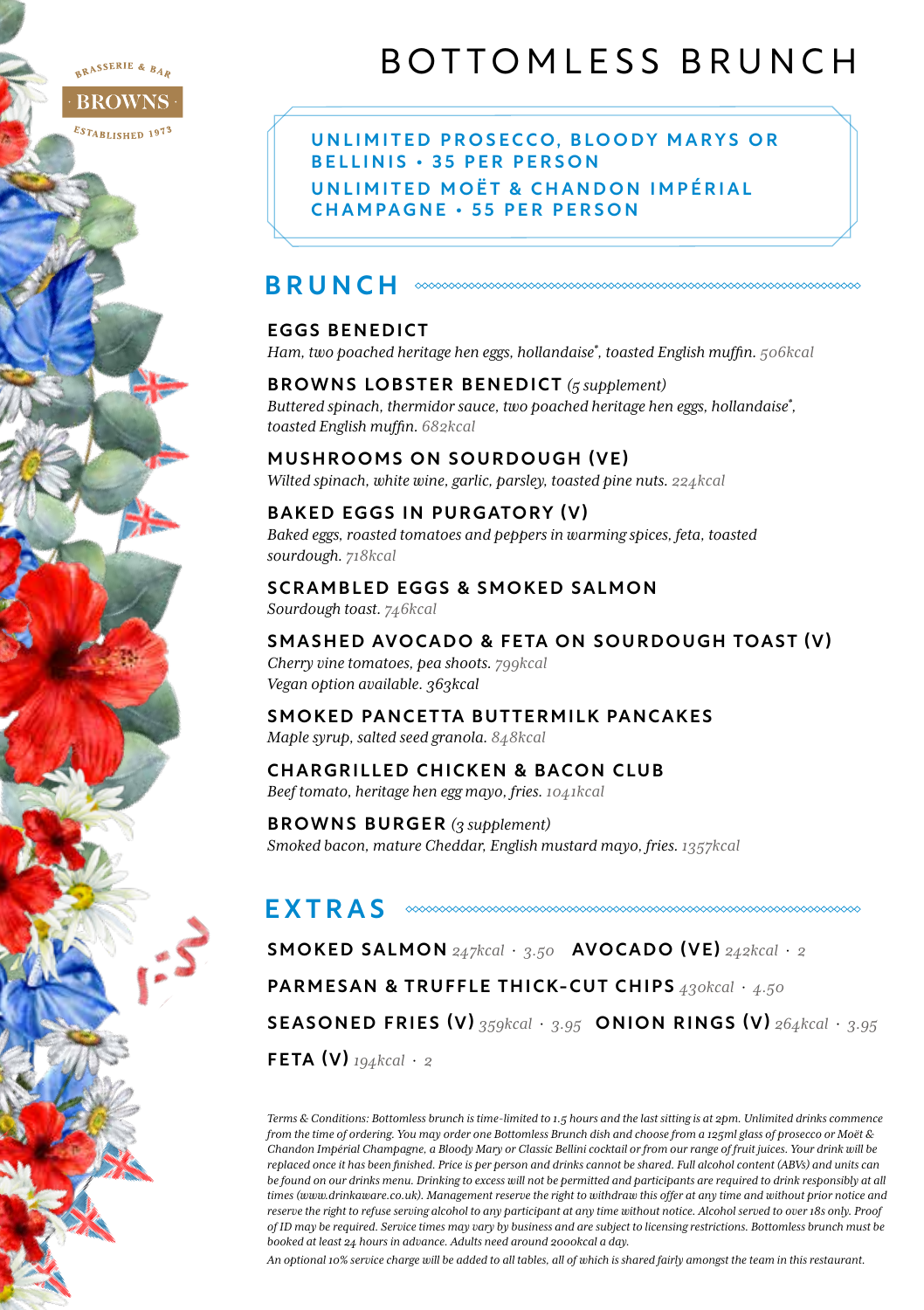BRASSERIE & BAR
BROWNS
ESTABLISHED 1973

# BOTTOMLESS BRUNCH

**UNLIMITED PROSECCO, BLOODY MARYS OR BELLINIS • 35 PER PERSON**

**UNLIMITED MOËT & CHANDON IMPÉRIAL CHAMPAGNE • 55 PER PERSON**

## BRUNCH

**EGGS BENEDICT**
*Ham, two poached heritage hen eggs, hollandaise*, toasted English muffin. 506kcal*

**BROWNS LOBSTER BENEDICT** *(5 supplement)*
*Buttered spinach, thermidor sauce, two poached heritage hen eggs, hollandaise*, toasted English muffin. 682kcal*

**MUSHROOMS ON SOURDOUGH (VE)**
*Wilted spinach, white wine, garlic, parsley, toasted pine nuts. 224kcal*

**BAKED EGGS IN PURGATORY (V)**
*Baked eggs, roasted tomatoes and peppers in warming spices, feta, toasted sourdough. 718kcal*

**SCRAMBLED EGGS & SMOKED SALMON**
*Sourdough toast. 746kcal*

**SMASHED AVOCADO & FETA ON SOURDOUGH TOAST (V)**
*Cherry vine tomatoes, pea shoots. 799kcal*
*Vegan option available. 363kcal*

**SMOKED PANCETTA BUTTERMILK PANCAKES**
*Maple syrup, salted seed granola. 848kcal*

**CHARGRILLED CHICKEN & BACON CLUB**
*Beef tomato, heritage hen egg mayo, fries. 1041kcal*

**BROWNS BURGER** *(3 supplement)*
*Smoked bacon, mature Cheddar, English mustard mayo, fries. 1357kcal*

## EXTRAS

**SMOKED SALMON** *247kcal · 3.50* **AVOCADO (VE)** *242kcal · 2*

**PARMESAN & TRUFFLE THICK-CUT CHIPS** *430kcal · 4.50*

**SEASONED FRIES (V)** *359kcal · 3.95* **ONION RINGS (V)** *264kcal · 3.95*

**FETA (V)** *194kcal · 2*

*Terms & Conditions: Bottomless brunch is time-limited to 1.5 hours and the last sitting is at 2pm. Unlimited drinks commence from the time of ordering. You may order one Bottomless Brunch dish and choose from a 125ml glass of prosecco or Moët & Chandon Impérial Champagne, a Bloody Mary or Classic Bellini cocktail or from our range of fruit juices. Your drink will be replaced once it has been finished. Price is per person and drinks cannot be shared. Full alcohol content (ABVs) and units can be found on our drinks menu. Drinking to excess will not be permitted and participants are required to drink responsibly at all times (www.drinkaware.co.uk). Management reserve the right to withdraw this offer at any time and without prior notice and reserve the right to refuse serving alcohol to any participant at any time without notice. Alcohol served to over 18s only. Proof of ID may be required. Service times may vary by business and are subject to licensing restrictions. Bottomless brunch must be booked at least 24 hours in advance. Adults need around 2000kcal a day.*

*An optional 10% service charge will be added to all tables, all of which is shared fairly amongst the team in this restaurant.*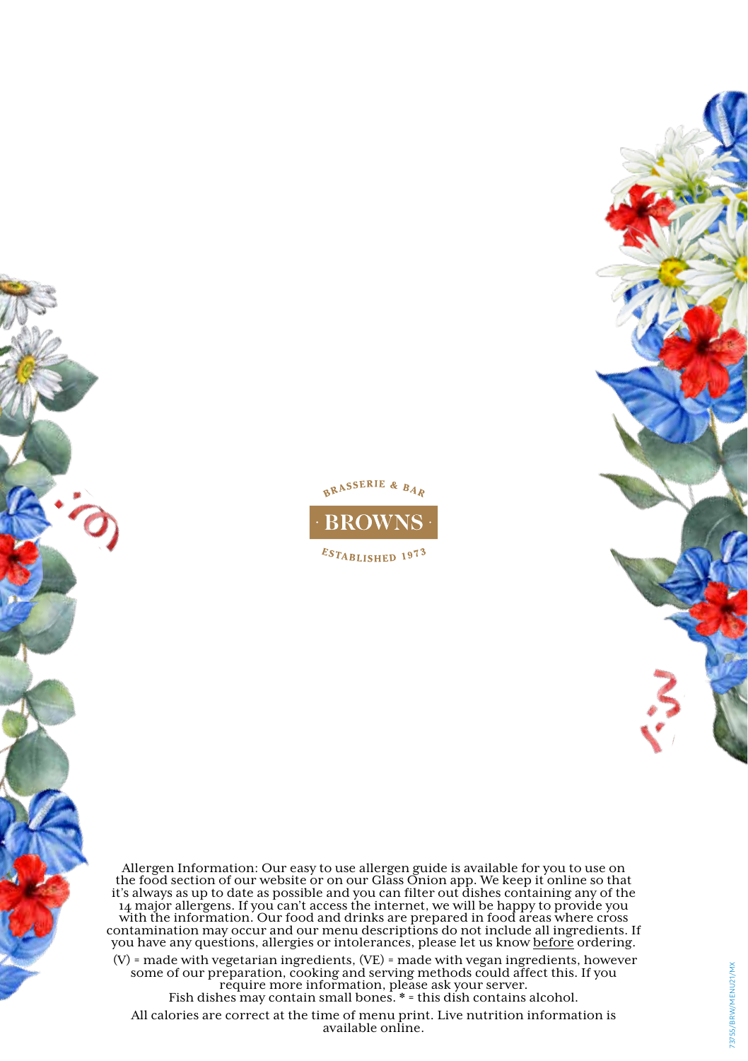BRASSERIE & BAR

BROWNS

ESTABLISHED 1973

Allergen Information: Our easy to use allergen guide is available for you to use on the food section of our website or on our Glass Onion app. We keep it online so that it's always as up to date as possible and you can filter out dishes containing any of the 14 major allergens. If you can't access the internet, we will be happy to provide you with the information. Our food and drinks are prepared in food areas where cross contamination may occur and our menu descriptions do not include all ingredients. If you have any questions, allergies or intolerances, please let us know before ordering.

(V) = made with vegetarian ingredients, (VE) = made with vegan ingredients, however some of our preparation, cooking and serving methods could affect this. If you require more information, please ask your server.
Fish dishes may contain small bones. * = this dish contains alcohol.

All calories are correct at the time of menu print. Live nutrition information is available online.

73755/BRW/MENU21/MX